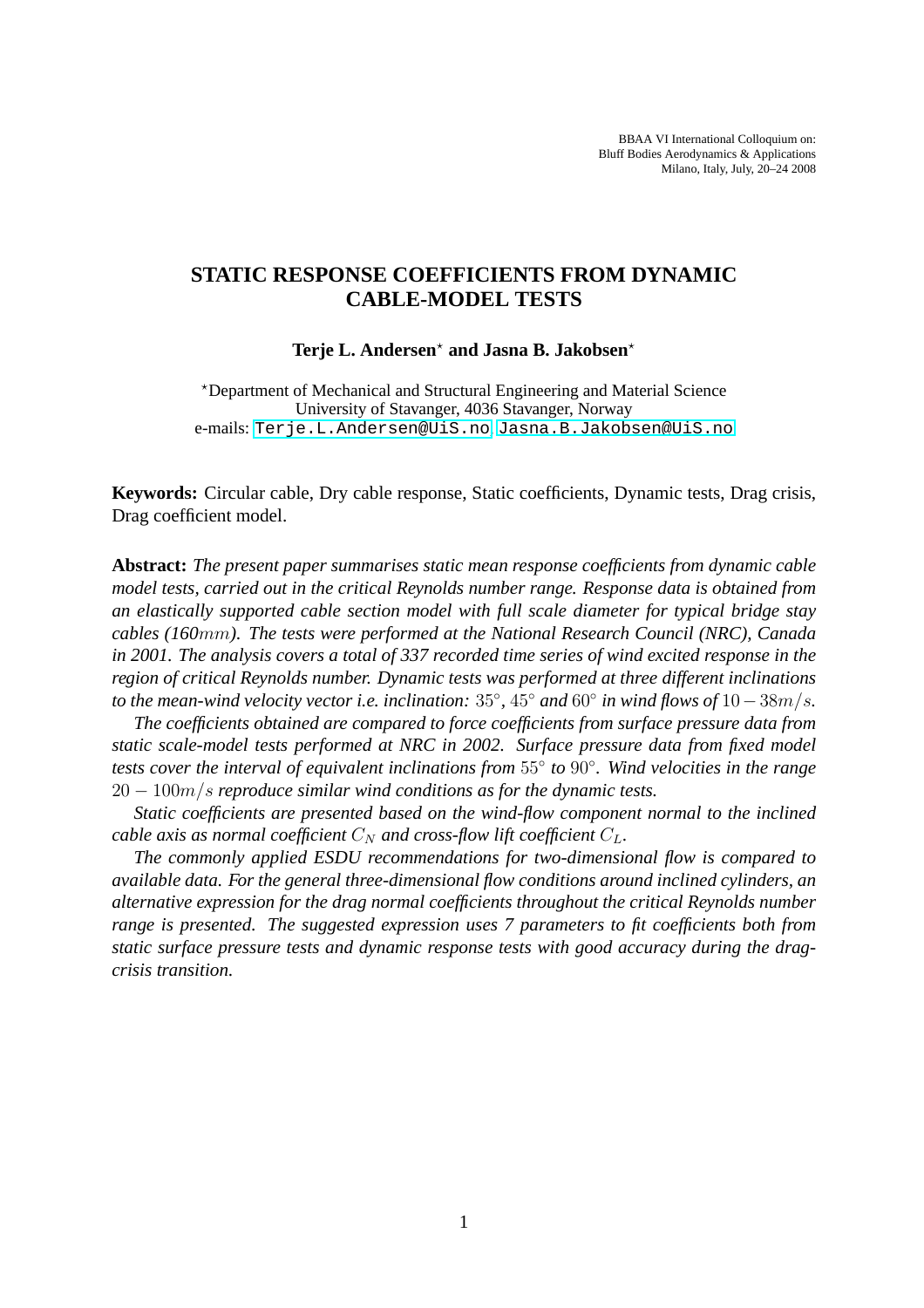BBAA VI International Colloquium on:
Bluff Bodies Aerodynamics & Applications
Milano, Italy, July, 20–24 2008

# STATIC RESPONSE COEFFICIENTS FROM DYNAMIC CABLE-MODEL TESTS

**Terje L. Andersen[⋆] and Jasna B. Jakobsen[⋆]**

[⋆]Department of Mechanical and Structural Engineering and Material Science
University of Stavanger, 4036 Stavanger, Norway
e-mails: Terje.L.Andersen@UiS.no, Jasna.B.Jakobsen@UiS.no

**Keywords:** Circular cable, Dry cable response, Static coefficients, Dynamic tests, Drag crisis, Drag coefficient model.

**Abstract:** *The present paper summarises static mean response coefficients from dynamic cable model tests, carried out in the critical Reynolds number range. Response data is obtained from an elastically supported cable section model with full scale diameter for typical bridge stay cables (160$mm$). The tests were performed at the National Research Council (NRC), Canada in 2001. The analysis covers a total of 337 recorded time series of wind excited response in the region of critical Reynolds number. Dynamic tests was performed at three different inclinations to the mean-wind velocity vector i.e. inclination:* $35°$, $45°$ *and* $60°$ *in wind flows of* $10-38m/s$.

*The coefficients obtained are compared to force coefficients from surface pressure data from static scale-model tests performed at NRC in 2002. Surface pressure data from fixed model tests cover the interval of equivalent inclinations from* $55°$ *to* $90°$. *Wind velocities in the range* $20-100m/s$ *reproduce similar wind conditions as for the dynamic tests.*

*Static coefficients are presented based on the wind-flow component normal to the inclined cable axis as normal coefficient* $C_N$ *and cross-flow lift coefficient* $C_L$.

*The commonly applied ESDU recommendations for two-dimensional flow is compared to available data. For the general three-dimensional flow conditions around inclined cylinders, an alternative expression for the drag normal coefficients throughout the critical Reynolds number range is presented. The suggested expression uses 7 parameters to fit coefficients both from static surface pressure tests and dynamic response tests with good accuracy during the drag-crisis transition.*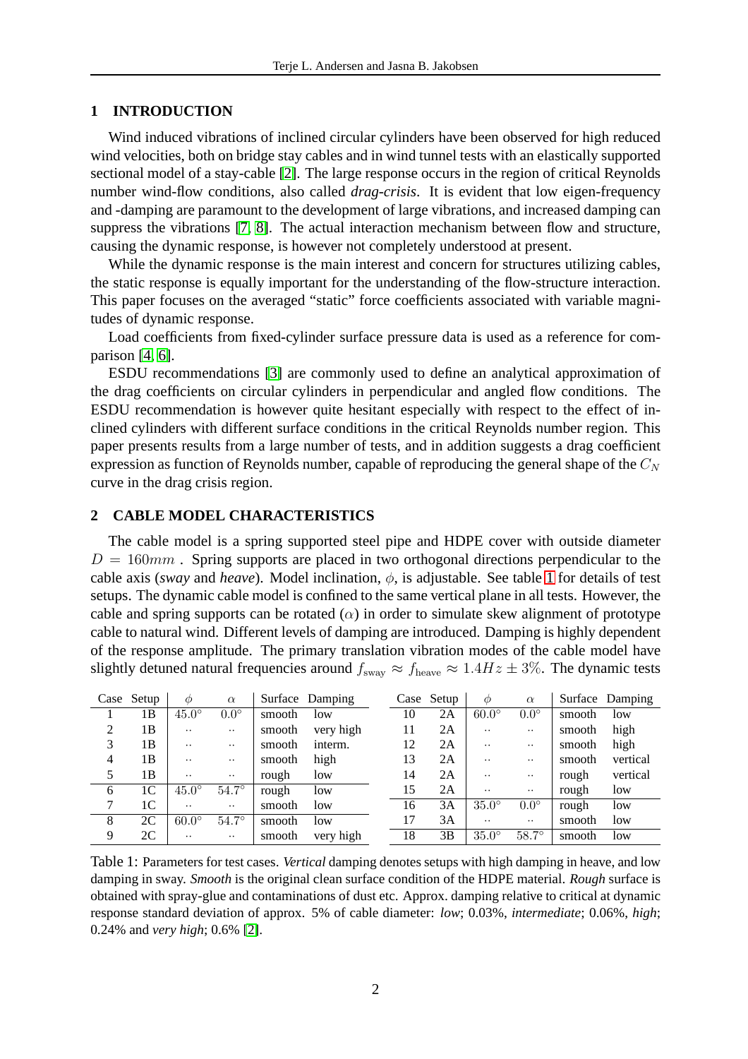## 1 INTRODUCTION

Wind induced vibrations of inclined circular cylinders have been observed for high reduced wind velocities, both on bridge stay cables and in wind tunnel tests with an elastically supported sectional model of a stay-cable [2]. The large response occurs in the region of critical Reynolds number wind-flow conditions, also called *drag-crisis*. It is evident that low eigen-frequency and -damping are paramount to the development of large vibrations, and increased damping can suppress the vibrations [7, 8]. The actual interaction mechanism between flow and structure, causing the dynamic response, is however not completely understood at present.

While the dynamic response is the main interest and concern for structures utilizing cables, the static response is equally important for the understanding of the flow-structure interaction. This paper focuses on the averaged "static" force coefficients associated with variable magnitudes of dynamic response.

Load coefficients from fixed-cylinder surface pressure data is used as a reference for comparison [4, 6].

ESDU recommendations [3] are commonly used to define an analytical approximation of the drag coefficients on circular cylinders in perpendicular and angled flow conditions. The ESDU recommendation is however quite hesitant especially with respect to the effect of inclined cylinders with different surface conditions in the critical Reynolds number region. This paper presents results from a large number of tests, and in addition suggests a drag coefficient expression as function of Reynolds number, capable of reproducing the general shape of the $C_N$ curve in the drag crisis region.

## 2 CABLE MODEL CHARACTERISTICS

The cable model is a spring supported steel pipe and HDPE cover with outside diameter $D = 160mm$ . Spring supports are placed in two orthogonal directions perpendicular to the cable axis (*sway* and *heave*). Model inclination, $\phi$, is adjustable. See table 1 for details of test setups. The dynamic cable model is confined to the same vertical plane in all tests. However, the cable and spring supports can be rotated ($\alpha$) in order to simulate skew alignment of prototype cable to natural wind. Different levels of damping are introduced. Damping is highly dependent of the response amplitude. The primary translation vibration modes of the cable model have slightly detuned natural frequencies around $f_{\text{sway}} \approx f_{\text{heave}} \approx 1.4Hz \pm 3\%$. The dynamic tests

| Case | Setup | $\phi$ | $\alpha$ | Surface | Damping | Case | Setup | $\phi$ | $\alpha$ | Surface | Damping |
|---|---|---|---|---|---|---|---|---|---|---|---|
| 1 | 1B | $45.0°$ | $0.0°$ | smooth | low | 10 | 2A | $60.0°$ | $0.0°$ | smooth | low |
| 2 | 1B | ·· | ·· | smooth | very high | 11 | 2A | ·· | ·· | smooth | high |
| 3 | 1B | ·· | ·· | smooth | interm. | 12 | 2A | ·· | ·· | smooth | high |
| 4 | 1B | ·· | ·· | smooth | high | 13 | 2A | ·· | ·· | smooth | vertical |
| 5 | 1B | ·· | ·· | rough | low | 14 | 2A | ·· | ·· | rough | vertical |
| 6 | 1C | $45.0°$ | $54.7°$ | rough | low | 15 | 2A | ·· | ·· | rough | low |
| 7 | 1C | ·· | ·· | smooth | low | 16 | 3A | $35.0°$ | $0.0°$ | rough | low |
| 8 | 2C | $60.0°$ | $54.7°$ | smooth | low | 17 | 3A | ·· | ·· | smooth | low |
| 9 | 2C | ·· | ·· | smooth | very high | 18 | 3B | $35.0°$ | $58.7°$ | smooth | low |

Table 1: Parameters for test cases. *Vertical* damping denotes setups with high damping in heave, and low damping in sway. *Smooth* is the original clean surface condition of the HDPE material. *Rough* surface is obtained with spray-glue and contaminations of dust etc. Approx. damping relative to critical at dynamic response standard deviation of approx. 5% of cable diameter: *low*; 0.03%, *intermediate*; 0.06%, *high*; 0.24% and *very high*; 0.6% [2].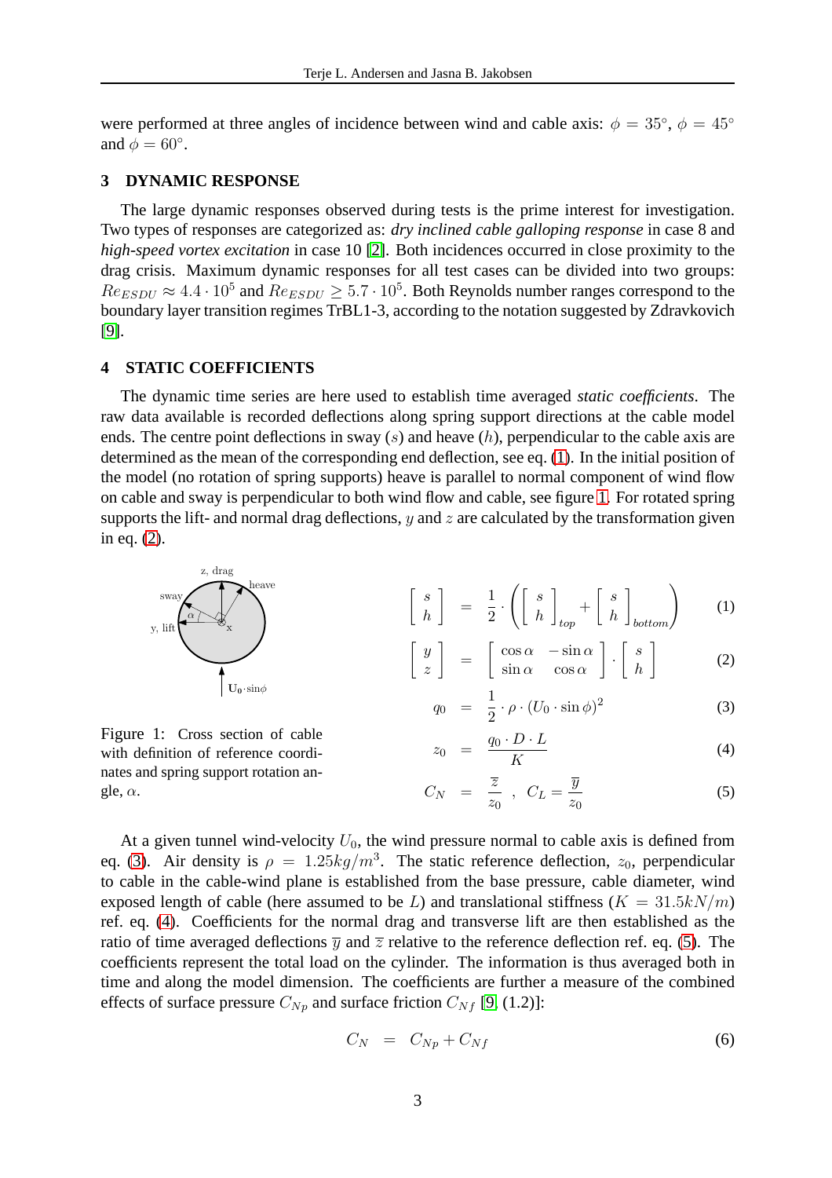were performed at three angles of incidence between wind and cable axis: $\phi = 35°$, $\phi = 45°$ and $\phi = 60°$.

## 3 DYNAMIC RESPONSE

The large dynamic responses observed during tests is the prime interest for investigation. Two types of responses are categorized as: *dry inclined cable galloping response* in case 8 and *high-speed vortex excitation* in case 10 [2]. Both incidences occurred in close proximity to the drag crisis. Maximum dynamic responses for all test cases can be divided into two groups: $Re_{ESDU} \approx 4.4 \cdot 10^5$ and $Re_{ESDU} \geq 5.7 \cdot 10^5$. Both Reynolds number ranges correspond to the boundary layer transition regimes TrBL1-3, according to the notation suggested by Zdravkovich [9].

## 4 STATIC COEFFICIENTS

The dynamic time series are here used to establish time averaged *static coefficients*. The raw data available is recorded deflections along spring support directions at the cable model ends. The centre point deflections in sway ($s$) and heave ($h$), perpendicular to the cable axis are determined as the mean of the corresponding end deflection, see eq. (1). In the initial position of the model (no rotation of spring supports) heave is parallel to normal component of wind flow on cable and sway is perpendicular to both wind flow and cable, see figure 1. For rotated spring supports the lift- and normal drag deflections, $y$ and $z$ are calculated by the transformation given in eq. (2).

Figure 1: Cross section of cable with definition of reference coordinates and spring support rotation angle, $\alpha$.

$$\begin{bmatrix} s \\ h \end{bmatrix} = \frac{1}{2} \cdot \left( \begin{bmatrix} s \\ h \end{bmatrix}_{top} + \begin{bmatrix} s \\ h \end{bmatrix}_{bottom} \right) \tag{1}$$

$$\begin{bmatrix} y \\ z \end{bmatrix} = \begin{bmatrix} \cos\alpha & -\sin\alpha \\ \sin\alpha & \cos\alpha \end{bmatrix} \cdot \begin{bmatrix} s \\ h \end{bmatrix} \tag{2}$$

$$q_0 = \frac{1}{2} \cdot \rho \cdot (U_0 \cdot \sin\phi)^2 \tag{3}$$

$$z_0 = \frac{q_0 \cdot D \cdot L}{K} \tag{4}$$

$$C_N = \frac{\overline{z}}{z_0} \;, \; C_L = \frac{\overline{y}}{z_0} \tag{5}$$

At a given tunnel wind-velocity $U_0$, the wind pressure normal to cable axis is defined from eq. (3). Air density is $\rho = 1.25 kg/m^3$. The static reference deflection, $z_0$, perpendicular to cable in the cable-wind plane is established from the base pressure, cable diameter, wind exposed length of cable (here assumed to be $L$) and translational stiffness ($K = 31.5 kN/m$) ref. eq. (4). Coefficients for the normal drag and transverse lift are then established as the ratio of time averaged deflections $\overline{y}$ and $\overline{z}$ relative to the reference deflection ref. eq. (5). The coefficients represent the total load on the cylinder. The information is thus averaged both in time and along the model dimension. The coefficients are further a measure of the combined effects of surface pressure $C_{Np}$ and surface friction $C_{Nf}$ [9, (1.2)]:

$$C_N = C_{Np} + C_{Nf} \tag{6}$$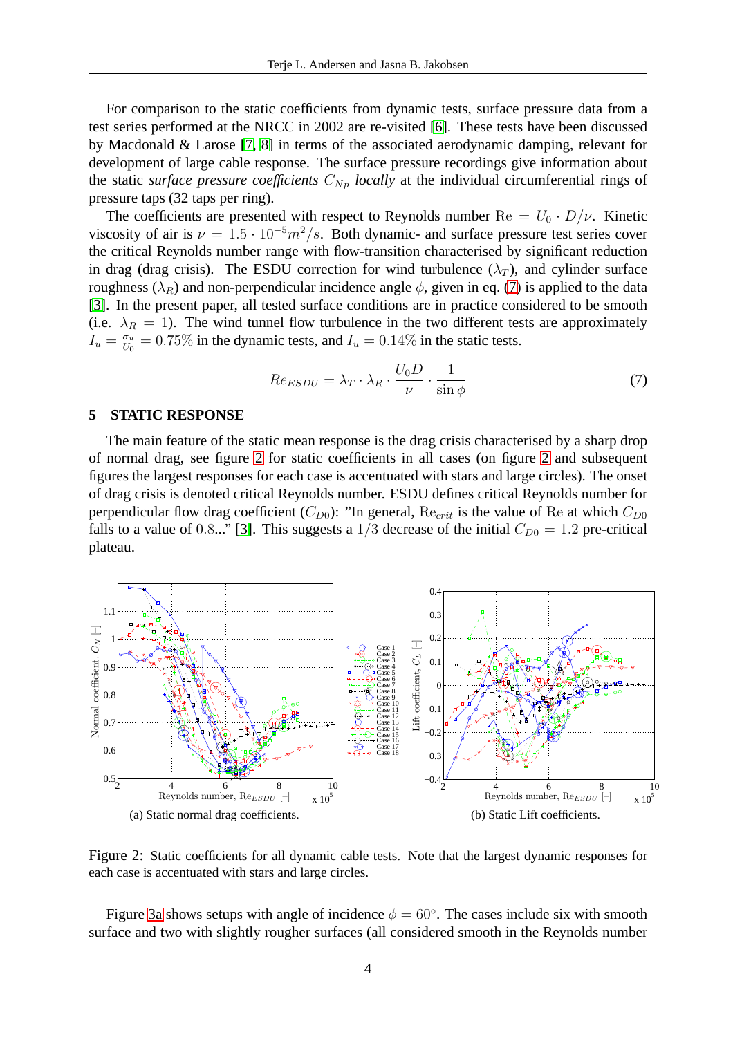For comparison to the static coefficients from dynamic tests, surface pressure data from a test series performed at the NRCC in 2002 are re-visited [6]. These tests have been discussed by Macdonald & Larose [7, 8] in terms of the associated aerodynamic damping, relevant for development of large cable response. The surface pressure recordings give information about the static *surface pressure coefficients* $C_{Np}$ *locally* at the individual circumferential rings of pressure taps (32 taps per ring).

The coefficients are presented with respect to Reynolds number $\mathrm{Re} = U_0 \cdot D/\nu$. Kinetic viscosity of air is $\nu = 1.5 \cdot 10^{-5} m^2/s$. Both dynamic- and surface pressure test series cover the critical Reynolds number range with flow-transition characterised by significant reduction in drag (drag crisis). The ESDU correction for wind turbulence ($\lambda_T$), and cylinder surface roughness ($\lambda_R$) and non-perpendicular incidence angle $\phi$, given in eq. (7) is applied to the data [3]. In the present paper, all tested surface conditions are in practice considered to be smooth (i.e. $\lambda_R = 1$). The wind tunnel flow turbulence in the two different tests are approximately $I_u = \frac{\sigma_u}{U_0} = 0.75\%$ in the dynamic tests, and $I_u = 0.14\%$ in the static tests.

$$Re_{ESDU} = \lambda_T \cdot \lambda_R \cdot \frac{U_0 D}{\nu} \cdot \frac{1}{\sin \phi} \tag{7}$$

## 5 STATIC RESPONSE

The main feature of the static mean response is the drag crisis characterised by a sharp drop of normal drag, see figure 2 for static coefficients in all cases (on figure 2 and subsequent figures the largest responses for each case is accentuated with stars and large circles). The onset of drag crisis is denoted critical Reynolds number. ESDU defines critical Reynolds number for perpendicular flow drag coefficient ($C_{D0}$): "In general, $\mathrm{Re}_{crit}$ is the value of $\mathrm{Re}$ at which $C_{D0}$ falls to a value of 0.8..." [3]. This suggests a 1/3 decrease of the initial $C_{D0} = 1.2$ pre-critical plateau.

(a) Static normal drag coefficients.

(b) Static Lift coefficients.

Figure 2: Static coefficients for all dynamic cable tests. Note that the largest dynamic responses for each case is accentuated with stars and large circles.

Figure 3a shows setups with angle of incidence $\phi = 60°$. The cases include six with smooth surface and two with slightly rougher surfaces (all considered smooth in the Reynolds number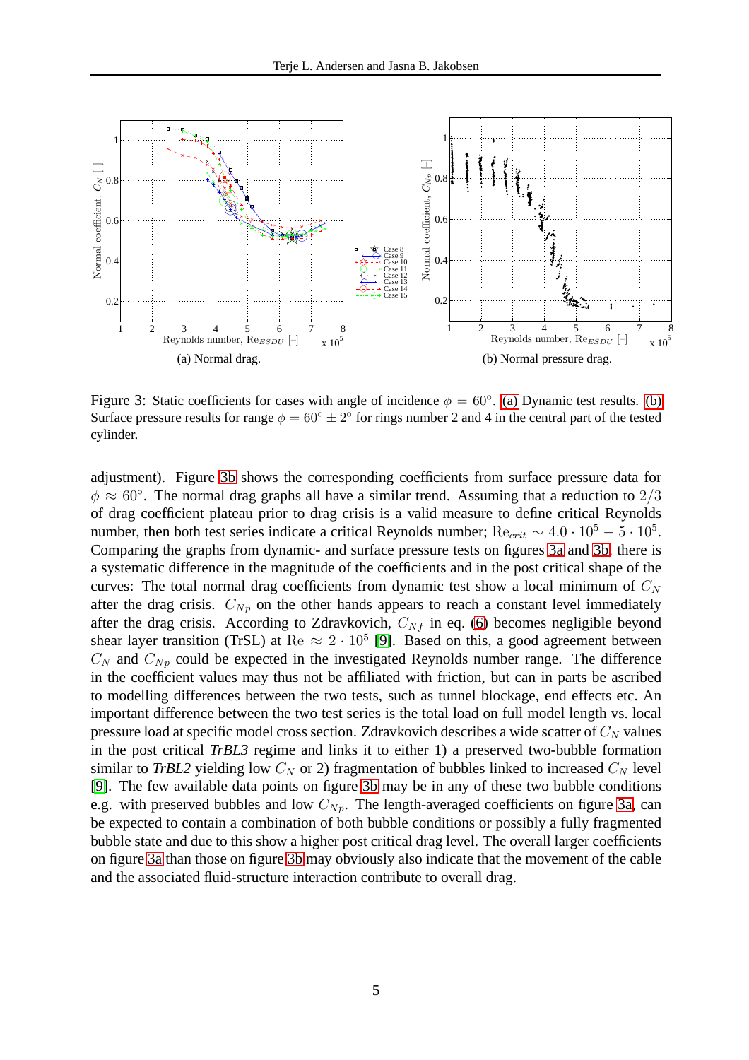(a) Normal drag.

(b) Normal pressure drag.

Figure 3: Static coefficients for cases with angle of incidence $\phi = 60°$. (a) Dynamic test results. (b) Surface pressure results for range $\phi = 60° \pm 2°$ for rings number 2 and 4 in the central part of the tested cylinder.

adjustment). Figure 3b shows the corresponding coefficients from surface pressure data for $\phi \approx 60°$. The normal drag graphs all have a similar trend. Assuming that a reduction to $2/3$ of drag coefficient plateau prior to drag crisis is a valid measure to define critical Reynolds number, then both test series indicate a critical Reynolds number; $\mathrm{Re}_{crit} \sim 4.0 \cdot 10^5 - 5 \cdot 10^5$. Comparing the graphs from dynamic- and surface pressure tests on figures 3a and 3b, there is a systematic difference in the magnitude of the coefficients and in the post critical shape of the curves: The total normal drag coefficients from dynamic test show a local minimum of $C_N$ after the drag crisis. $C_{Np}$ on the other hands appears to reach a constant level immediately after the drag crisis. According to Zdravkovich, $C_{Nf}$ in eq. (6) becomes negligible beyond shear layer transition (TrSL) at $\mathrm{Re} \approx 2 \cdot 10^5$ [9]. Based on this, a good agreement between $C_N$ and $C_{Np}$ could be expected in the investigated Reynolds number range. The difference in the coefficient values may thus not be affiliated with friction, but can in parts be ascribed to modelling differences between the two tests, such as tunnel blockage, end effects etc. An important difference between the two test series is the total load on full model length vs. local pressure load at specific model cross section. Zdravkovich describes a wide scatter of $C_N$ values in the post critical *TrBL3* regime and links it to either 1) a preserved two-bubble formation similar to *TrBL2* yielding low $C_N$ or 2) fragmentation of bubbles linked to increased $C_N$ level [9]. The few available data points on figure 3b may be in any of these two bubble conditions e.g. with preserved bubbles and low $C_{Np}$. The length-averaged coefficients on figure 3a, can be expected to contain a combination of both bubble conditions or possibly a fully fragmented bubble state and due to this show a higher post critical drag level. The overall larger coefficients on figure 3a than those on figure 3b may obviously also indicate that the movement of the cable and the associated fluid-structure interaction contribute to overall drag.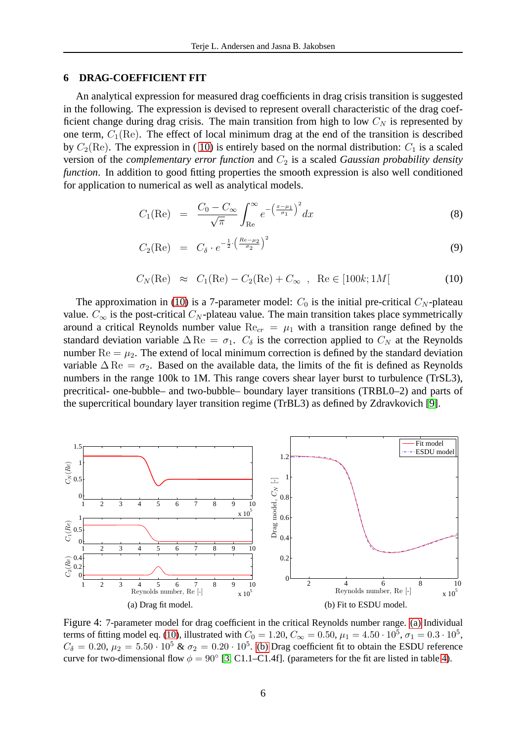## 6 DRAG-COEFFICIENT FIT

An analytical expression for measured drag coefficients in drag crisis transition is suggested in the following. The expression is devised to represent overall characteristic of the drag coefficient change during drag crisis. The main transition from high to low $C_N$ is represented by one term, $C_1(\text{Re})$. The effect of local minimum drag at the end of the transition is described by $C_2(\text{Re})$. The expression in ( 10) is entirely based on the normal distribution: $C_1$ is a scaled version of the *complementary error function* and $C_2$ is a scaled *Gaussian probability density function*. In addition to good fitting properties the smooth expression is also well conditioned for application to numerical as well as analytical models.

$$C_1(\text{Re}) = \frac{C_0 - C_\infty}{\sqrt{\pi}} \int_{\text{Re}}^{\infty} e^{-\left(\frac{x-\mu_1}{\sigma_1}\right)^2} dx \tag{8}$$

$$C_2(\text{Re}) = C_\delta \cdot e^{-\frac{1}{2} \cdot \left(\frac{Re-\mu_2}{\sigma_2}\right)^2} \tag{9}$$

$$C_N(\text{Re}) \approx C_1(\text{Re}) - C_2(\text{Re}) + C_\infty \quad , \quad \text{Re} \in [100k; 1M[ \tag{10}$$

The approximation in (10) is a 7-parameter model: $C_0$ is the initial pre-critical $C_N$-plateau value. $C_\infty$ is the post-critical $C_N$-plateau value. The main transition takes place symmetrically around a critical Reynolds number value $\text{Re}_{cr} = \mu_1$ with a transition range defined by the standard deviation variable $\Delta\,\text{Re} = \sigma_1$. $C_\delta$ is the correction applied to $C_N$ at the Reynolds number $\text{Re} = \mu_2$. The extend of local minimum correction is defined by the standard deviation variable $\Delta\,\text{Re} = \sigma_2$. Based on the available data, the limits of the fit is defined as Reynolds numbers in the range 100k to 1M. This range covers shear layer burst to turbulence (TrSL3), precritical- one-bubble– and two-bubble– boundary layer transitions (TrBL0–2) and parts of the supercritical boundary layer transition regime (TrBL3) as defined by Zdravkovich [9].

(a) Drag fit model.

(b) Fit to ESDU model.

Figure 4: 7-parameter model for drag coefficient in the critical Reynolds number range. (a) Individual terms of fitting model eq. (10), illustrated with $C_0 = 1.20$, $C_\infty = 0.50$, $\mu_1 = 4.50 \cdot 10^5$, $\sigma_1 = 0.3 \cdot 10^5$, $C_\delta = 0.20$, $\mu_2 = 5.50 \cdot 10^5$ & $\sigma_2 = 0.20 \cdot 10^5$. (b) Drag coefficient fit to obtain the ESDU reference curve for two-dimensional flow $\phi = 90°$ [3, C1.1–C1.4f]. (parameters for the fit are listed in table 4).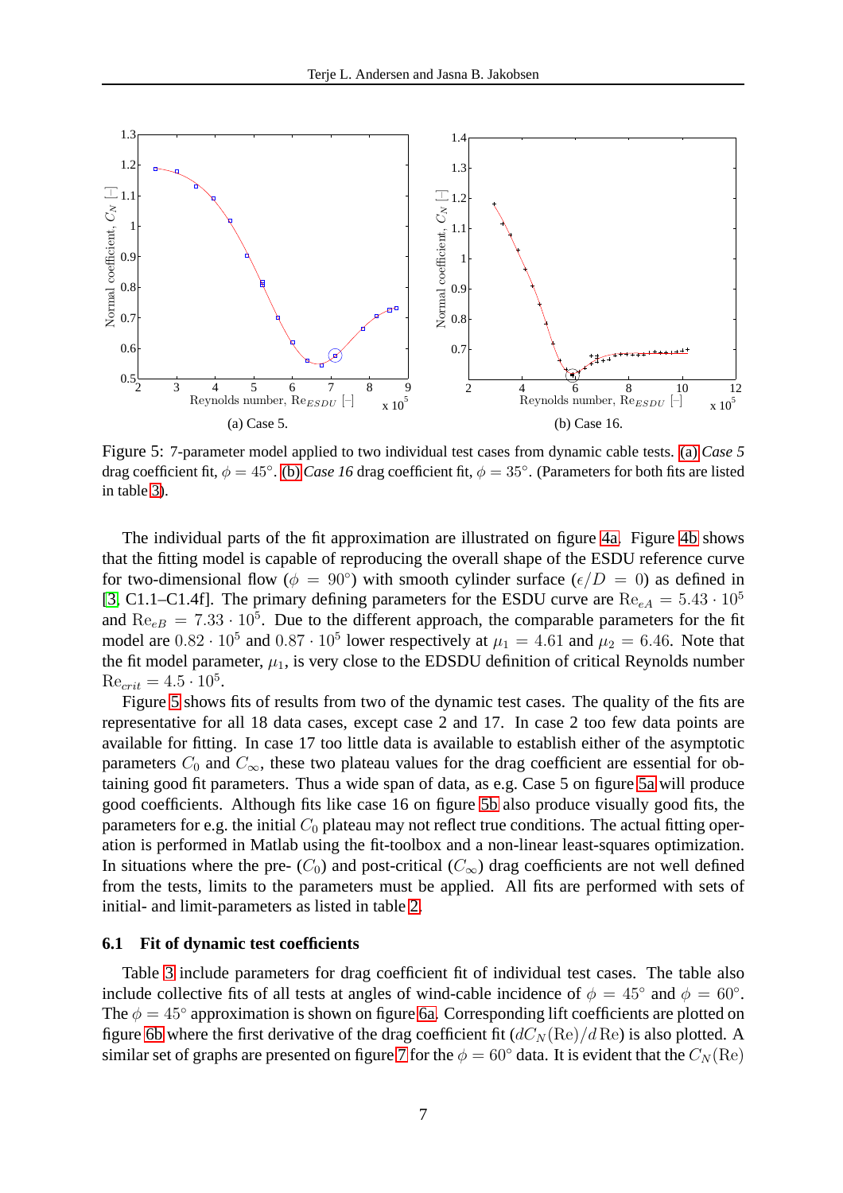(a) Case 5.

(b) Case 16.

Figure 5: 7-parameter model applied to two individual test cases from dynamic cable tests. (a) *Case 5* drag coefficient fit, $\phi = 45°$. (b) *Case 16* drag coefficient fit, $\phi = 35°$. (Parameters for both fits are listed in table 3).

The individual parts of the fit approximation are illustrated on figure 4a. Figure 4b shows that the fitting model is capable of reproducing the overall shape of the ESDU reference curve for two-dimensional flow ($\phi = 90°$) with smooth cylinder surface ($\epsilon/D = 0$) as defined in [3, C1.1–C1.4f]. The primary defining parameters for the ESDU curve are $\mathrm{Re}_{eA} = 5.43 \cdot 10^5$ and $\mathrm{Re}_{eB} = 7.33 \cdot 10^5$. Due to the different approach, the comparable parameters for the fit model are $0.82 \cdot 10^5$ and $0.87 \cdot 10^5$ lower respectively at $\mu_1 = 4.61$ and $\mu_2 = 6.46$. Note that the fit model parameter, $\mu_1$, is very close to the EDSDU definition of critical Reynolds number $\mathrm{Re}_{crit} = 4.5 \cdot 10^5$.

Figure 5 shows fits of results from two of the dynamic test cases. The quality of the fits are representative for all 18 data cases, except case 2 and 17. In case 2 too few data points are available for fitting. In case 17 too little data is available to establish either of the asymptotic parameters $C_0$ and $C_\infty$, these two plateau values for the drag coefficient are essential for obtaining good fit parameters. Thus a wide span of data, as e.g. Case 5 on figure 5a will produce good coefficients. Although fits like case 16 on figure 5b also produce visually good fits, the parameters for e.g. the initial $C_0$ plateau may not reflect true conditions. The actual fitting operation is performed in Matlab using the fit-toolbox and a non-linear least-squares optimization. In situations where the pre- ($C_0$) and post-critical ($C_\infty$) drag coefficients are not well defined from the tests, limits to the parameters must be applied. All fits are performed with sets of initial- and limit-parameters as listed in table 2.

### 6.1 Fit of dynamic test coefficients

Table 3 include parameters for drag coefficient fit of individual test cases. The table also include collective fits of all tests at angles of wind-cable incidence of $\phi = 45°$ and $\phi = 60°$. The $\phi = 45°$ approximation is shown on figure 6a. Corresponding lift coefficients are plotted on figure 6b where the first derivative of the drag coefficient fit ($dC_N(\mathrm{Re})/d\,\mathrm{Re}$) is also plotted. A similar set of graphs are presented on figure 7 for the $\phi = 60°$ data. It is evident that the $C_N(\mathrm{Re})$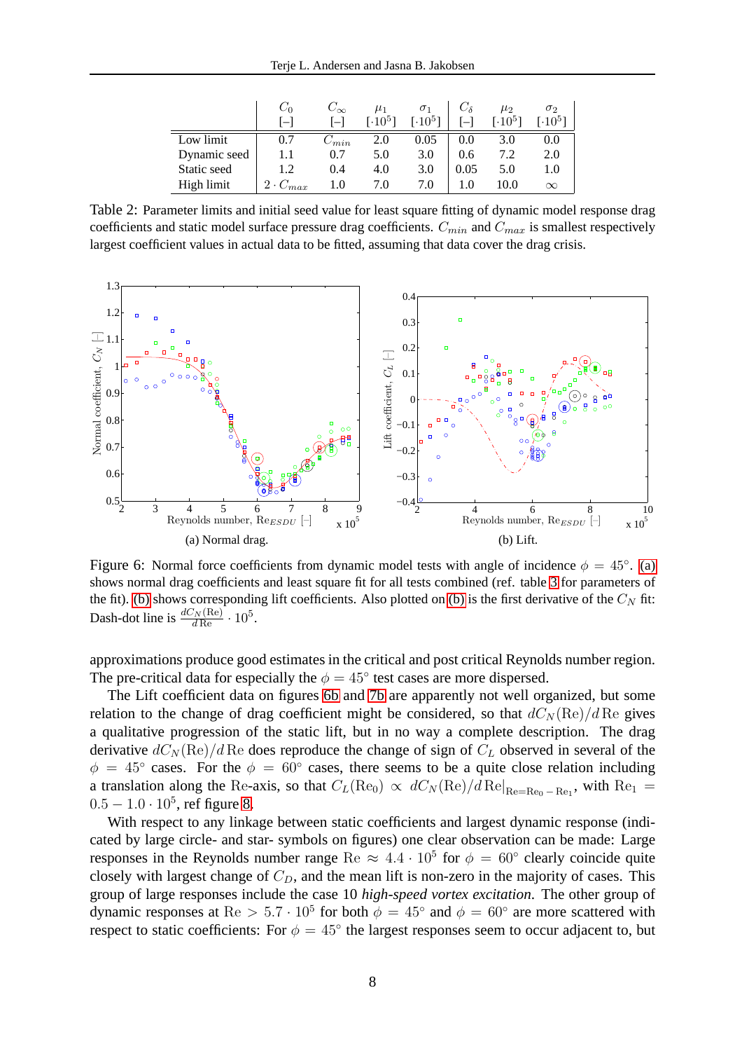|  | $C_0$ [–] | $C_\infty$ [–] | $\mu_1$ [$\cdot 10^5$] | $\sigma_1$ [$\cdot 10^5$] | $C_\delta$ [–] | $\mu_2$ [$\cdot 10^5$] | $\sigma_2$ [$\cdot 10^5$] |
|---|---|---|---|---|---|---|---|
| Low limit | 0.7 | $C_{min}$ | 2.0 | 0.05 | 0.0 | 3.0 | 0.0 |
| Dynamic seed | 1.1 | 0.7 | 5.0 | 3.0 | 0.6 | 7.2 | 2.0 |
| Static seed | 1.2 | 0.4 | 4.0 | 3.0 | 0.05 | 5.0 | 1.0 |
| High limit | $2 \cdot C_{max}$ | 1.0 | 7.0 | 7.0 | 1.0 | 10.0 | $\infty$ |

Table 2: Parameter limits and initial seed value for least square fitting of dynamic model response drag coefficients and static model surface pressure drag coefficients. $C_{min}$ and $C_{max}$ is smallest respectively largest coefficient values in actual data to be fitted, assuming that data cover the drag crisis.

(a) Normal drag.

(b) Lift.

Figure 6: Normal force coefficients from dynamic model tests with angle of incidence $\phi = 45°$. (a) shows normal drag coefficients and least square fit for all tests combined (ref. table 3 for parameters of the fit). (b) shows corresponding lift coefficients. Also plotted on (b) is the first derivative of the $C_N$ fit: Dash-dot line is $\frac{dC_N(\text{Re})}{d\,\text{Re}} \cdot 10^5$.

approximations produce good estimates in the critical and post critical Reynolds number region. The pre-critical data for especially the $\phi = 45°$ test cases are more dispersed.

The Lift coefficient data on figures 6b and 7b are apparently not well organized, but some relation to the change of drag coefficient might be considered, so that $dC_N(\text{Re})/d\,\text{Re}$ gives a qualitative progression of the static lift, but in no way a complete description. The drag derivative $dC_N(\text{Re})/d\,\text{Re}$ does reproduce the change of sign of $C_L$ observed in several of the $\phi = 45°$ cases. For the $\phi = 60°$ cases, there seems to be a quite close relation including a translation along the Re-axis, so that $C_L(\text{Re}_0) \propto dC_N(\text{Re})/d\,\text{Re}|_{\text{Re}=\text{Re}_0-\text{Re}_1}$, with $\text{Re}_1 = 0.5 - 1.0 \cdot 10^5$, ref figure 8.

With respect to any linkage between static coefficients and largest dynamic response (indicated by large circle- and star- symbols on figures) one clear observation can be made: Large responses in the Reynolds number range $\text{Re} \approx 4.4 \cdot 10^5$ for $\phi = 60°$ clearly coincide quite closely with largest change of $C_D$, and the mean lift is non-zero in the majority of cases. This group of large responses include the case 10 *high-speed vortex excitation*. The other group of dynamic responses at $\text{Re} > 5.7 \cdot 10^5$ for both $\phi = 45°$ and $\phi = 60°$ are more scattered with respect to static coefficients: For $\phi = 45°$ the largest responses seem to occur adjacent to, but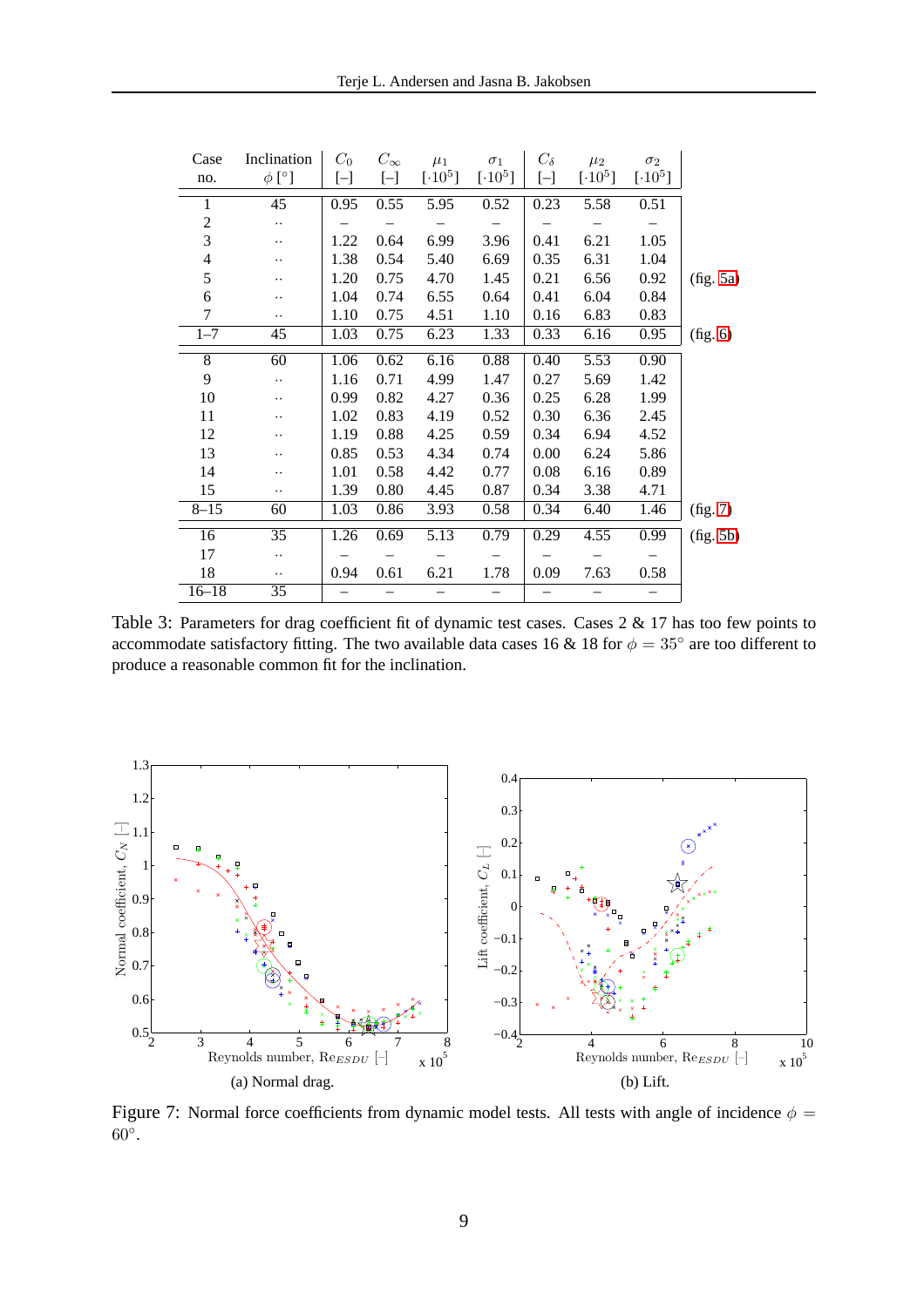| Case no. | Inclination $\phi$ [°] | $C_0$ [–] | $C_\infty$ [–] | $\mu_1$ [$\cdot 10^5$] | $\sigma_1$ [$\cdot 10^5$] | $C_\delta$ [–] | $\mu_2$ [$\cdot 10^5$] | $\sigma_2$ [$\cdot 10^5$] | |
|---|---|---|---|---|---|---|---|---|---|
| 1 | 45 | 0.95 | 0.55 | 5.95 | 0.52 | 0.23 | 5.58 | 0.51 | |
| 2 | ·· | – | – | – | – | – | – | – | |
| 3 | ·· | 1.22 | 0.64 | 6.99 | 3.96 | 0.41 | 6.21 | 1.05 | |
| 4 | ·· | 1.38 | 0.54 | 5.40 | 6.69 | 0.35 | 6.31 | 1.04 | |
| 5 | ·· | 1.20 | 0.75 | 4.70 | 1.45 | 0.21 | 6.56 | 0.92 | (fig. 5a) |
| 6 | ·· | 1.04 | 0.74 | 6.55 | 0.64 | 0.41 | 6.04 | 0.84 | |
| 7 | ·· | 1.10 | 0.75 | 4.51 | 1.10 | 0.16 | 6.83 | 0.83 | |
| 1–7 | 45 | 1.03 | 0.75 | 6.23 | 1.33 | 0.33 | 6.16 | 0.95 | (fig. 6) |
| 8 | 60 | 1.06 | 0.62 | 6.16 | 0.88 | 0.40 | 5.53 | 0.90 | |
| 9 | ·· | 1.16 | 0.71 | 4.99 | 1.47 | 0.27 | 5.69 | 1.42 | |
| 10 | ·· | 0.99 | 0.82 | 4.27 | 0.36 | 0.25 | 6.28 | 1.99 | |
| 11 | ·· | 1.02 | 0.83 | 4.19 | 0.52 | 0.30 | 6.36 | 2.45 | |
| 12 | ·· | 1.19 | 0.88 | 4.25 | 0.59 | 0.34 | 6.94 | 4.52 | |
| 13 | ·· | 0.85 | 0.53 | 4.34 | 0.74 | 0.00 | 6.24 | 5.86 | |
| 14 | ·· | 1.01 | 0.58 | 4.42 | 0.77 | 0.08 | 6.16 | 0.89 | |
| 15 | ·· | 1.39 | 0.80 | 4.45 | 0.87 | 0.34 | 3.38 | 4.71 | |
| 8–15 | 60 | 1.03 | 0.86 | 3.93 | 0.58 | 0.34 | 6.40 | 1.46 | (fig. 7) |
| 16 | 35 | 1.26 | 0.69 | 5.13 | 0.79 | 0.29 | 4.55 | 0.99 | (fig. 5b) |
| 17 | ·· | – | – | – | – | – | – | – | |
| 18 | ·· | 0.94 | 0.61 | 6.21 | 1.78 | 0.09 | 7.63 | 0.58 | |
| 16–18 | 35 | – | – | – | – | – | – | – | |

Table 3: Parameters for drag coefficient fit of dynamic test cases. Cases 2 & 17 has too few points to accommodate satisfactory fitting. The two available data cases 16 & 18 for $\phi = 35°$ are too different to produce a reasonable common fit for the inclination.

(a) Normal drag.

(b) Lift.

Figure 7: Normal force coefficients from dynamic model tests. All tests with angle of incidence $\phi = 60°$.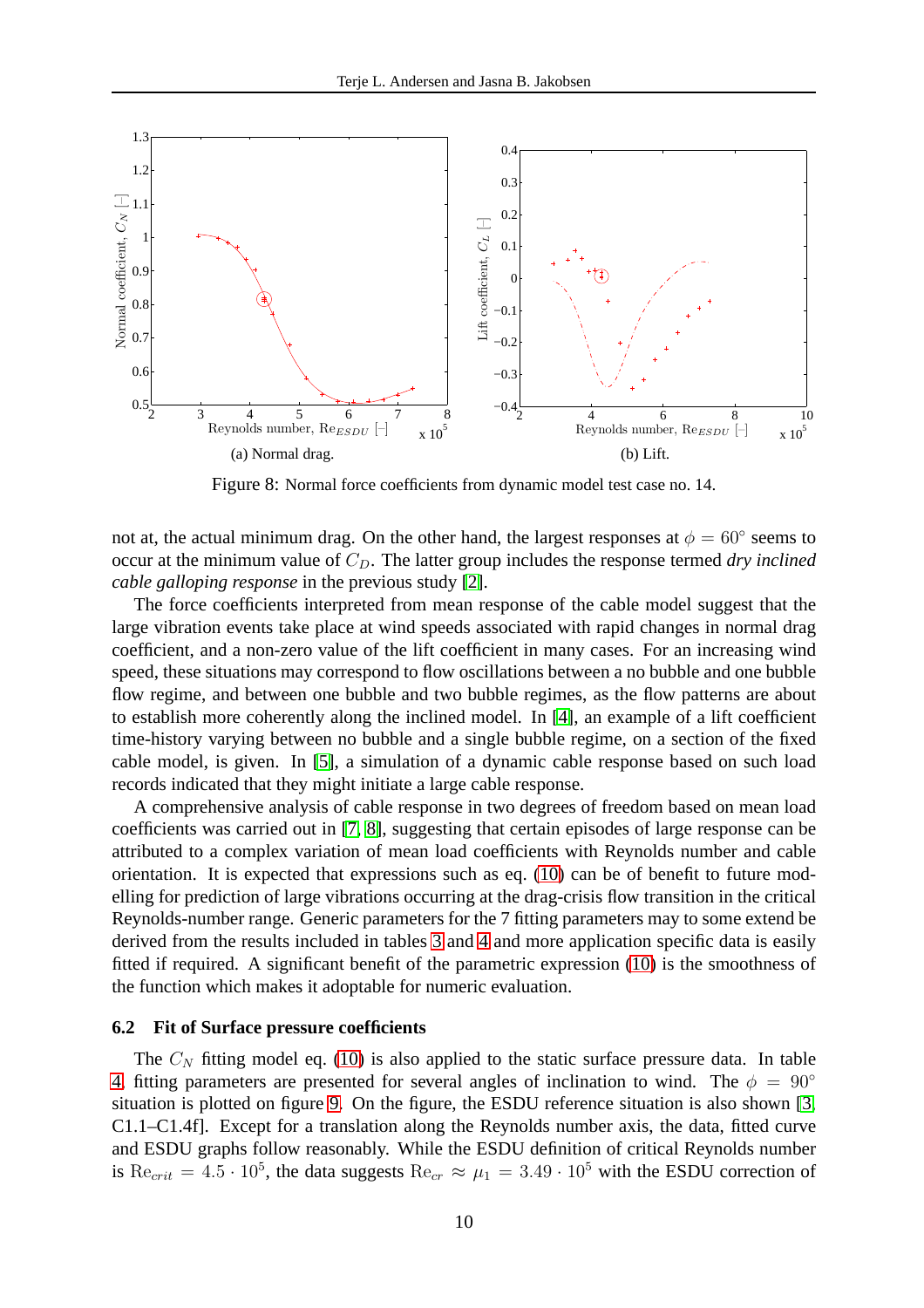(a) Normal drag.

(b) Lift.

Figure 8: Normal force coefficients from dynamic model test case no. 14.

not at, the actual minimum drag. On the other hand, the largest responses at $\phi = 60°$ seems to occur at the minimum value of $C_D$. The latter group includes the response termed *dry inclined cable galloping response* in the previous study [2].

The force coefficients interpreted from mean response of the cable model suggest that the large vibration events take place at wind speeds associated with rapid changes in normal drag coefficient, and a non-zero value of the lift coefficient in many cases. For an increasing wind speed, these situations may correspond to flow oscillations between a no bubble and one bubble flow regime, and between one bubble and two bubble regimes, as the flow patterns are about to establish more coherently along the inclined model. In [4], an example of a lift coefficient time-history varying between no bubble and a single bubble regime, on a section of the fixed cable model, is given. In [5], a simulation of a dynamic cable response based on such load records indicated that they might initiate a large cable response.

A comprehensive analysis of cable response in two degrees of freedom based on mean load coefficients was carried out in [7, 8], suggesting that certain episodes of large response can be attributed to a complex variation of mean load coefficients with Reynolds number and cable orientation. It is expected that expressions such as eq. (10) can be of benefit to future modelling for prediction of large vibrations occurring at the drag-crisis flow transition in the critical Reynolds-number range. Generic parameters for the 7 fitting parameters may to some extend be derived from the results included in tables 3 and 4 and more application specific data is easily fitted if required. A significant benefit of the parametric expression (10) is the smoothness of the function which makes it adoptable for numeric evaluation.

### 6.2 Fit of Surface pressure coefficients

The $C_N$ fitting model eq. (10) is also applied to the static surface pressure data. In table 4, fitting parameters are presented for several angles of inclination to wind. The $\phi = 90°$ situation is plotted on figure 9. On the figure, the ESDU reference situation is also shown [3, C1.1–C1.4f]. Except for a translation along the Reynolds number axis, the data, fitted curve and ESDU graphs follow reasonably. While the ESDU definition of critical Reynolds number is $\mathrm{Re}_{crit} = 4.5 \cdot 10^5$, the data suggests $\mathrm{Re}_{cr} \approx \mu_1 = 3.49 \cdot 10^5$ with the ESDU correction of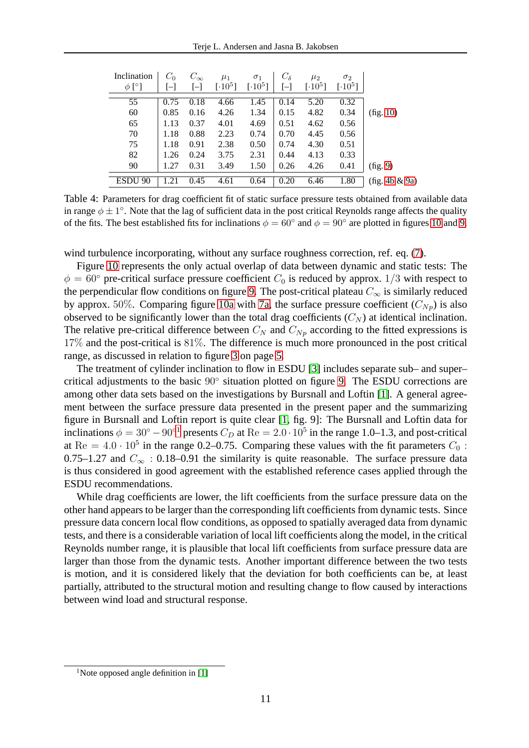| Inclination $\phi$ [°] | $C_0$ [–] | $C_\infty$ [–] | $\mu_1$ [$\cdot 10^5$] | $\sigma_1$ [$\cdot 10^5$] | $C_\delta$ [–] | $\mu_2$ [$\cdot 10^5$] | $\sigma_2$ [$\cdot 10^5$] | |
|---|---|---|---|---|---|---|---|---|
| 55 | 0.75 | 0.18 | 4.66 | 1.45 | 0.14 | 5.20 | 0.32 | |
| 60 | 0.85 | 0.16 | 4.26 | 1.34 | 0.15 | 4.82 | 0.34 | (fig. 10) |
| 65 | 1.13 | 0.37 | 4.01 | 4.69 | 0.51 | 4.62 | 0.56 | |
| 70 | 1.18 | 0.88 | 2.23 | 0.74 | 0.70 | 4.45 | 0.56 | |
| 75 | 1.18 | 0.91 | 2.38 | 0.50 | 0.74 | 4.30 | 0.51 | |
| 82 | 1.26 | 0.24 | 3.75 | 2.31 | 0.44 | 4.13 | 0.33 | |
| 90 | 1.27 | 0.31 | 3.49 | 1.50 | 0.26 | 4.26 | 0.41 | (fig. 9) |
| ESDU 90 | 1.21 | 0.45 | 4.61 | 0.64 | 0.20 | 6.46 | 1.80 | (fig. 4b & 9a) |

Table 4: Parameters for drag coefficient fit of static surface pressure tests obtained from available data in range $\phi \pm 1°$. Note that the lag of sufficient data in the post critical Reynolds range affects the quality of the fits. The best established fits for inclinations $\phi = 60°$ and $\phi = 90°$ are plotted in figures 10 and 9.

wind turbulence incorporating, without any surface roughness correction, ref. eq. (7).

Figure 10 represents the only actual overlap of data between dynamic and static tests: The $\phi = 60°$ pre-critical surface pressure coefficient $C_0$ is reduced by approx. $1/3$ with respect to the perpendicular flow conditions on figure 9. The post-critical plateau $C_\infty$ is similarly reduced by approx. $50\%$. Comparing figure 10a with 7a, the surface pressure coefficient ($C_{Np}$) is also observed to be significantly lower than the total drag coefficients ($C_N$) at identical inclination. The relative pre-critical difference between $C_N$ and $C_{Np}$ according to the fitted expressions is $17\%$ and the post-critical is $81\%$. The difference is much more pronounced in the post critical range, as discussed in relation to figure 3 on page 5.

The treatment of cylinder inclination to flow in ESDU [3] includes separate sub– and super–critical adjustments to the basic $90°$ situation plotted on figure 9. The ESDU corrections are among other data sets based on the investigations by Bursnall and Loftin [1]. A general agreement between the surface pressure data presented in the present paper and the summarizing figure in Bursnall and Loftin report is quite clear [1, fig. 9]: The Bursnall and Loftin data for inclinations $\phi = 30° - 90°$[1] presents $C_D$ at $\mathrm{Re} = 2.0 \cdot 10^5$ in the range 1.0–1.3, and post-critical at $\mathrm{Re} = 4.0 \cdot 10^5$ in the range 0.2–0.75. Comparing these values with the fit parameters $C_0$ : 0.75–1.27 and $C_\infty$ : 0.18–0.91 the similarity is quite reasonable. The surface pressure data is thus considered in good agreement with the established reference cases applied through the ESDU recommendations.

While drag coefficients are lower, the lift coefficients from the surface pressure data on the other hand appears to be larger than the corresponding lift coefficients from dynamic tests. Since pressure data concern local flow conditions, as opposed to spatially averaged data from dynamic tests, and there is a considerable variation of local lift coefficients along the model, in the critical Reynolds number range, it is plausible that local lift coefficients from surface pressure data are larger than those from the dynamic tests. Another important difference between the two tests is motion, and it is considered likely that the deviation for both coefficients can be, at least partially, attributed to the structural motion and resulting change to flow caused by interactions between wind load and structural response.

[1] Note opposed angle definition in [1]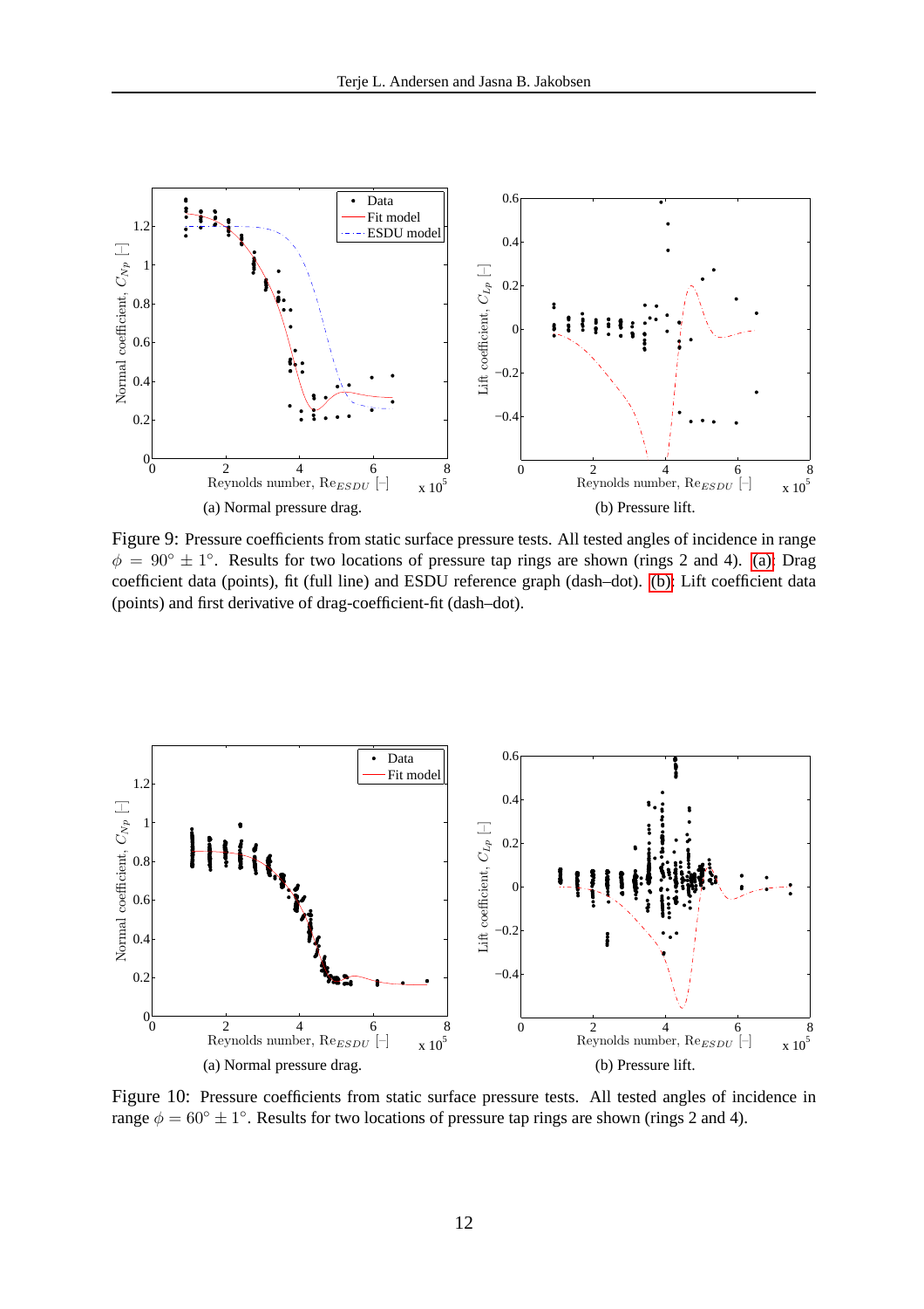(a) Normal pressure drag.

(b) Pressure lift.

Figure 9: Pressure coefficients from static surface pressure tests. All tested angles of incidence in range $\phi = 90^\circ \pm 1^\circ$. Results for two locations of pressure tap rings are shown (rings 2 and 4). (a): Drag coefficient data (points), fit (full line) and ESDU reference graph (dash–dot). (b): Lift coefficient data (points) and first derivative of drag-coefficient-fit (dash–dot).

(a) Normal pressure drag.

(b) Pressure lift.

Figure 10: Pressure coefficients from static surface pressure tests. All tested angles of incidence in range $\phi = 60^\circ \pm 1^\circ$. Results for two locations of pressure tap rings are shown (rings 2 and 4).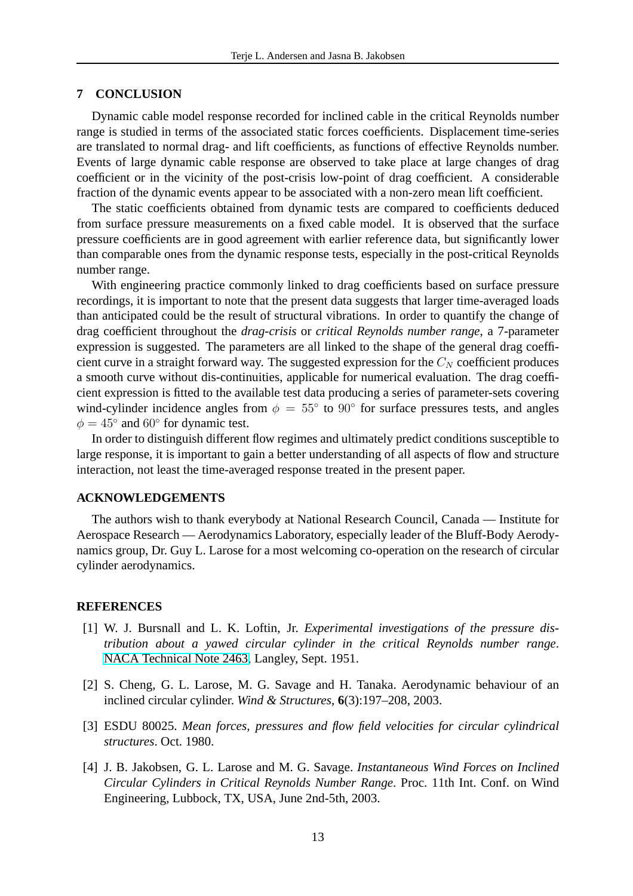## 7 CONCLUSION

Dynamic cable model response recorded for inclined cable in the critical Reynolds number range is studied in terms of the associated static forces coefficients. Displacement time-series are translated to normal drag- and lift coefficients, as functions of effective Reynolds number. Events of large dynamic cable response are observed to take place at large changes of drag coefficient or in the vicinity of the post-crisis low-point of drag coefficient. A considerable fraction of the dynamic events appear to be associated with a non-zero mean lift coefficient.

The static coefficients obtained from dynamic tests are compared to coefficients deduced from surface pressure measurements on a fixed cable model. It is observed that the surface pressure coefficients are in good agreement with earlier reference data, but significantly lower than comparable ones from the dynamic response tests, especially in the post-critical Reynolds number range.

With engineering practice commonly linked to drag coefficients based on surface pressure recordings, it is important to note that the present data suggests that larger time-averaged loads than anticipated could be the result of structural vibrations. In order to quantify the change of drag coefficient throughout the *drag-crisis* or *critical Reynolds number range*, a 7-parameter expression is suggested. The parameters are all linked to the shape of the general drag coefficient curve in a straight forward way. The suggested expression for the $C_N$ coefficient produces a smooth curve without dis-continuities, applicable for numerical evaluation. The drag coefficient expression is fitted to the available test data producing a series of parameter-sets covering wind-cylinder incidence angles from $\phi = 55^\circ$ to $90^\circ$ for surface pressures tests, and angles $\phi = 45^\circ$ and $60^\circ$ for dynamic test.

In order to distinguish different flow regimes and ultimately predict conditions susceptible to large response, it is important to gain a better understanding of all aspects of flow and structure interaction, not least the time-averaged response treated in the present paper.

## ACKNOWLEDGEMENTS

The authors wish to thank everybody at National Research Council, Canada — Institute for Aerospace Research — Aerodynamics Laboratory, especially leader of the Bluff-Body Aerodynamics group, Dr. Guy L. Larose for a most welcoming co-operation on the research of circular cylinder aerodynamics.

## REFERENCES

[1] W. J. Bursnall and L. K. Loftin, Jr. *Experimental investigations of the pressure distribution about a yawed circular cylinder in the critical Reynolds number range*. NACA Technical Note 2463, Langley, Sept. 1951.

[2] S. Cheng, G. L. Larose, M. G. Savage and H. Tanaka. Aerodynamic behaviour of an inclined circular cylinder. *Wind & Structures*, **6**(3):197–208, 2003.

[3] ESDU 80025. *Mean forces, pressures and flow field velocities for circular cylindrical structures*. Oct. 1980.

[4] J. B. Jakobsen, G. L. Larose and M. G. Savage. *Instantaneous Wind Forces on Inclined Circular Cylinders in Critical Reynolds Number Range*. Proc. 11th Int. Conf. on Wind Engineering, Lubbock, TX, USA, June 2nd-5th, 2003.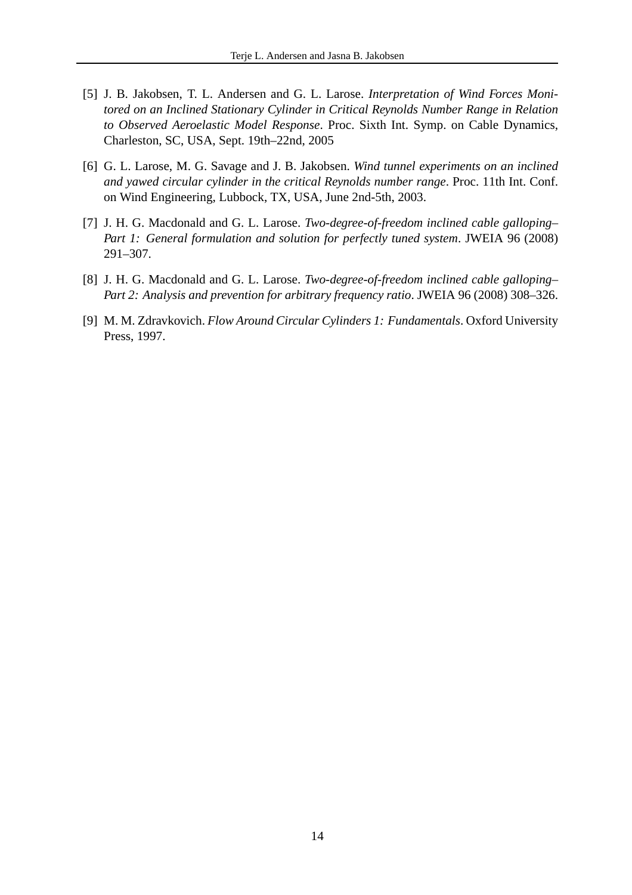[5] J. B. Jakobsen, T. L. Andersen and G. L. Larose. *Interpretation of Wind Forces Monitored on an Inclined Stationary Cylinder in Critical Reynolds Number Range in Relation to Observed Aeroelastic Model Response*. Proc. Sixth Int. Symp. on Cable Dynamics, Charleston, SC, USA, Sept. 19th–22nd, 2005

[6] G. L. Larose, M. G. Savage and J. B. Jakobsen. *Wind tunnel experiments on an inclined and yawed circular cylinder in the critical Reynolds number range*. Proc. 11th Int. Conf. on Wind Engineering, Lubbock, TX, USA, June 2nd-5th, 2003.

[7] J. H. G. Macdonald and G. L. Larose. *Two-degree-of-freedom inclined cable galloping–Part 1: General formulation and solution for perfectly tuned system*. JWEIA 96 (2008) 291–307.

[8] J. H. G. Macdonald and G. L. Larose. *Two-degree-of-freedom inclined cable galloping–Part 2: Analysis and prevention for arbitrary frequency ratio*. JWEIA 96 (2008) 308–326.

[9] M. M. Zdravkovich. *Flow Around Circular Cylinders 1: Fundamentals*. Oxford University Press, 1997.